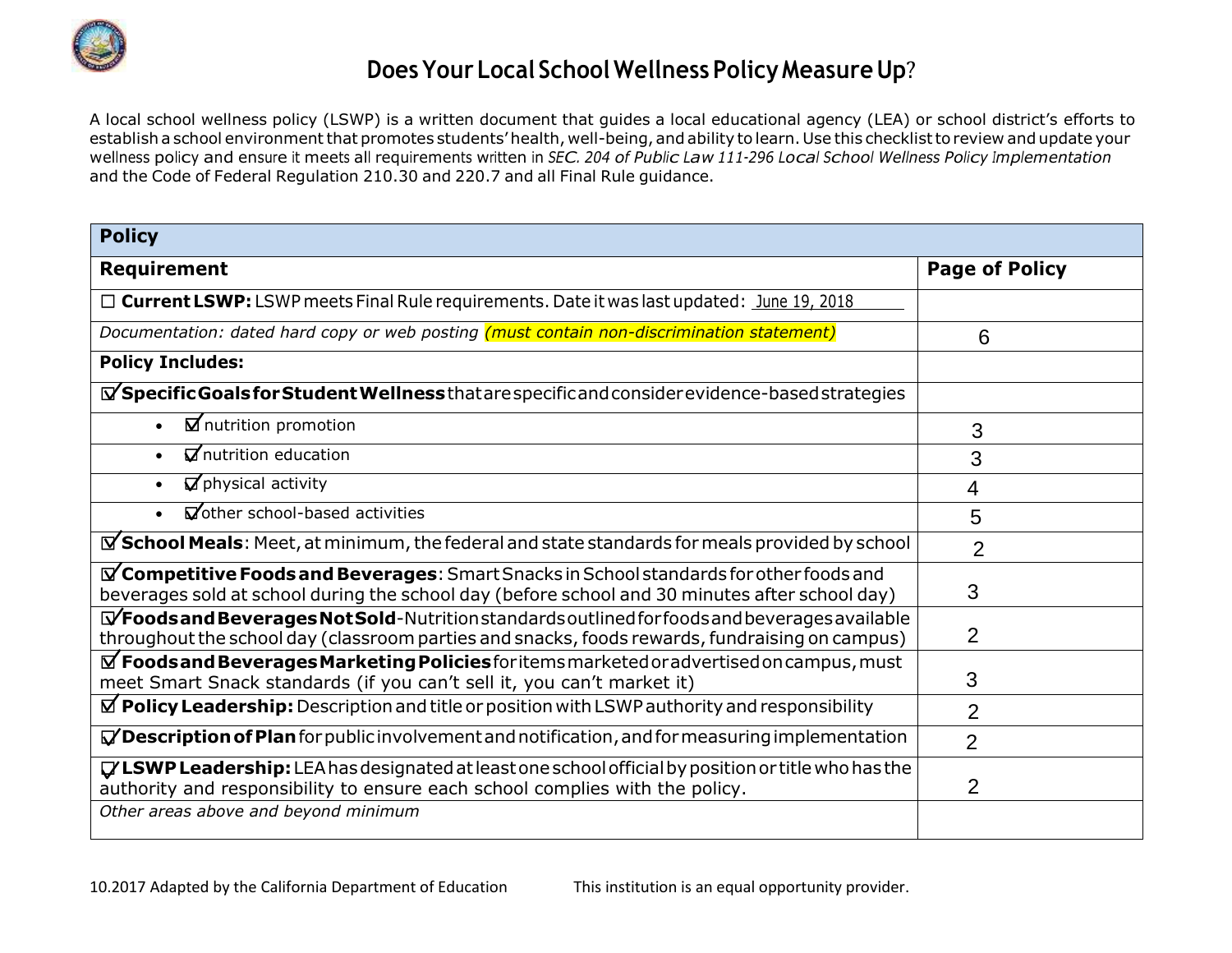# Does Your Local School Wellness Policy Measure Up?

A local school wellness policy (LSWP) is a written document that guides a local educational agency (LEA) or school district's efforts to establish a school environment that promotes students' health, well-being, and ability to learn. Use this checklist to review and update your wellness policy and ensure it meets all requirements written in *SEC. 204 of Public Law 111-296 Local School Wellness Policy Implementation* and the Code of Federal Regulation 210.30 and 220.7 and all Final Rule guidance.

| **Policy** | |
|---|---|
| **Requirement** | **Page of Policy** |
| ☐ **Current LSWP:** LSWP meets Final Rule requirements. Date it was last updated: June 19, 2018 | |
| *Documentation: dated hard copy or web posting (must contain non-discrimination statement)* | 6 |
| **Policy Includes:** | |
| ☑ **Specific Goals for Student Wellness** that are specific and consider evidence-based strategies | |
| • ☑ nutrition promotion | 3 |
| • ☑ nutrition education | 3 |
| • ☑ physical activity | 4 |
| • ☑ other school-based activities | 5 |
| ☑ **School Meals**: Meet, at minimum, the federal and state standards for meals provided by school | 2 |
| ☑ **Competitive Foods and Beverages**: Smart Snacks in School standards for other foods and beverages sold at school during the school day (before school and 30 minutes after school day) | 3 |
| ☑ **Foods and Beverages Not Sold**-Nutrition standards outlined for foods and beverages available throughout the school day (classroom parties and snacks, foods rewards, fundraising on campus) | 2 |
| ☑ **Foods and Beverages Marketing Policies** for items marketed or advertised on campus, must meet Smart Snack standards (if you can't sell it, you can't market it) | 3 |
| ☑ **Policy Leadership:** Description and title or position with LSWP authority and responsibility | 2 |
| ☑ **Description of Plan** for public involvement and notification, and for measuring implementation | 2 |
| ☑ **LSWP Leadership:** LEA has designated at least one school official by position or title who has the authority and responsibility to ensure each school complies with the policy. | 2 |
| *Other areas above and beyond minimum* | |

10.2017 Adapted by the California Department of Education

This institution is an equal opportunity provider.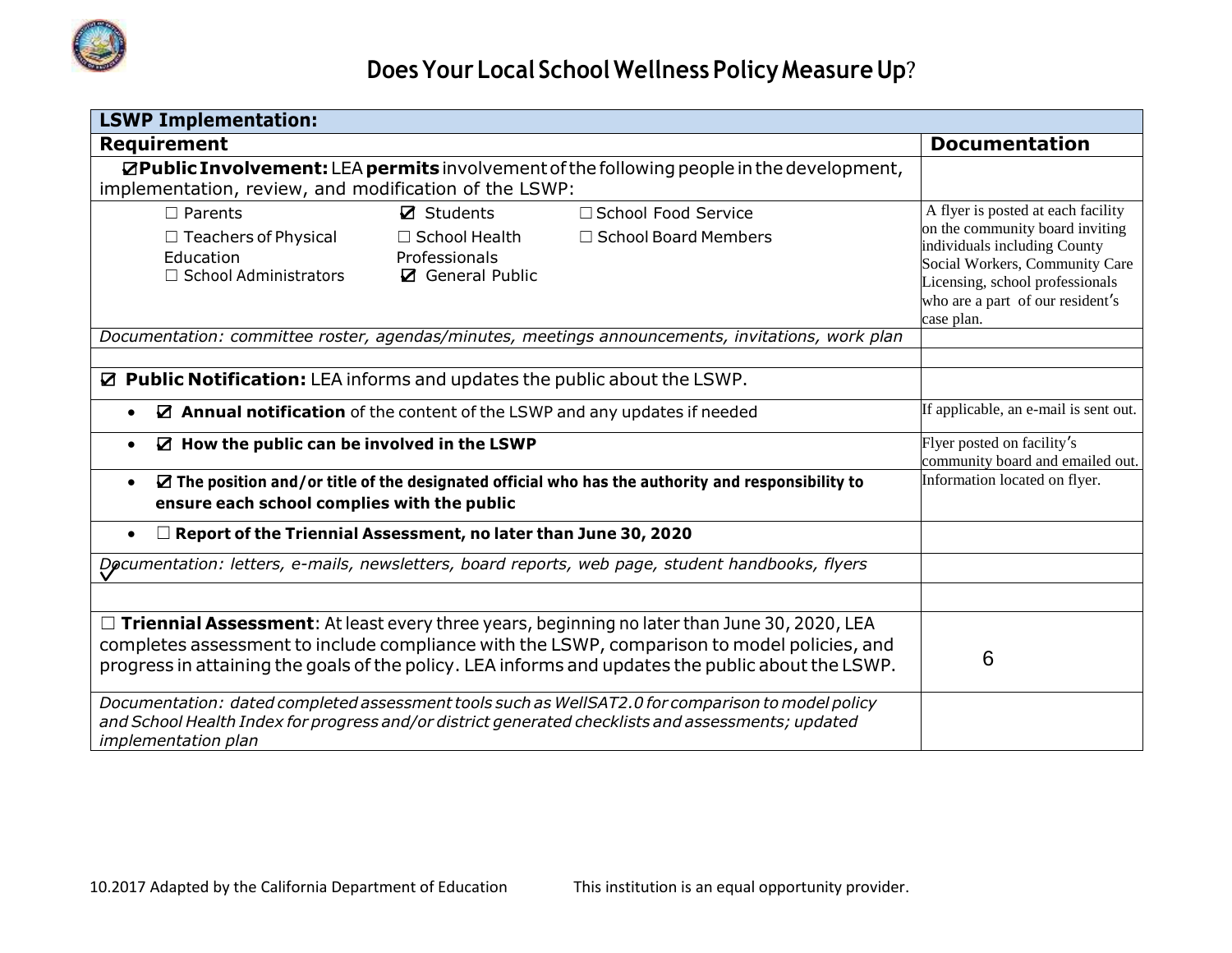# Does Your Local School Wellness Policy Measure Up?

| LSWP Implementation: | |
|---|---|
| **Requirement** | **Documentation** |
| ☑ **Public Involvement:** LEA **permits** involvement of the following people in the development, implementation, review, and modification of the LSWP: | |
| ☐ Parents ☑ Students ☐ School Food Service<br>☐ Teachers of Physical Education ☐ School Health Professionals ☐ School Board Members<br>☐ School Administrators ☑ General Public | A flyer is posted at each facility on the community board inviting individuals including County Social Workers, Community Care Licensing, school professionals who are a part of our resident's case plan. |
| *Documentation: committee roster, agendas/minutes, meetings announcements, invitations, work plan* | |
| | |
| ☑ **Public Notification:** LEA informs and updates the public about the LSWP. | |
| • ☑ **Annual notification** of the content of the LSWP and any updates if needed | If applicable, an e-mail is sent out. |
| • ☑ **How the public can be involved in the LSWP** | Flyer posted on facility's community board and emailed out. |
| • ☑ **The position and/or title of the designated official who has the authority and responsibility to ensure each school complies with the public** | Information located on flyer. |
| • ☐ **Report of the Triennial Assessment, no later than June 30, 2020** | |
| ✓ *Documentation: letters, e-mails, newsletters, board reports, web page, student handbooks, flyers* | |
| | |
| ☐ **Triennial Assessment**: At least every three years, beginning no later than June 30, 2020, LEA completes assessment to include compliance with the LSWP, comparison to model policies, and progress in attaining the goals of the policy. LEA informs and updates the public about the LSWP. | 6 |
| *Documentation: dated completed assessment tools such as WellSAT2.0 for comparison to model policy and School Health Index for progress and/or district generated checklists and assessments; updated implementation plan* | |

10.2017 Adapted by the California Department of Education This institution is an equal opportunity provider.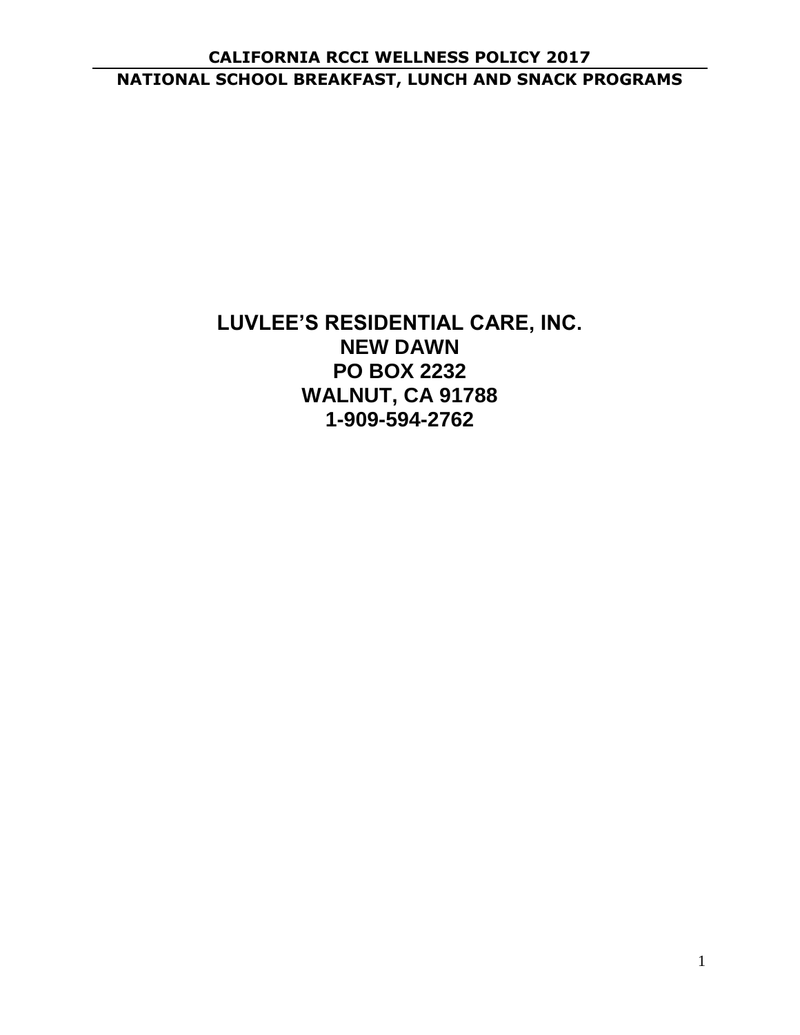# LUVLEE'S RESIDENTIAL CARE, INC.

## NEW DAWN

## PO BOX 2232

## WALNUT, CA 91788

## 1-909-594-2762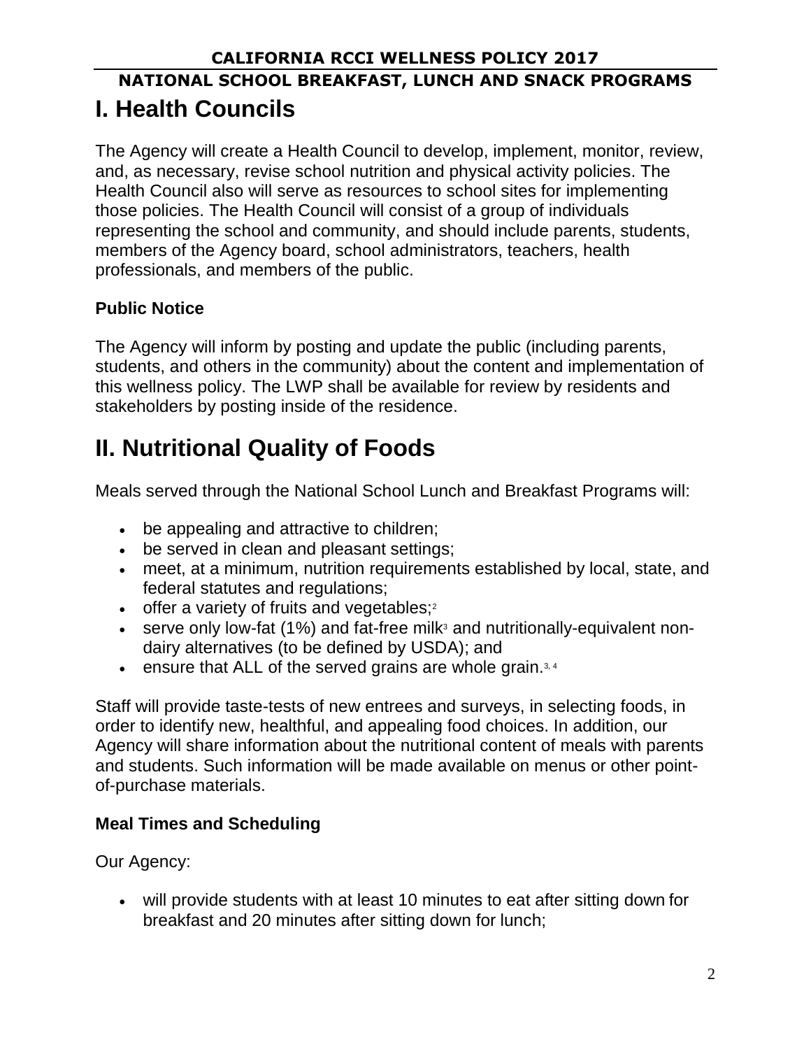# I. Health Councils

The Agency will create a Health Council to develop, implement, monitor, review, and, as necessary, revise school nutrition and physical activity policies. The Health Council also will serve as resources to school sites for implementing those policies. The Health Council will consist of a group of individuals representing the school and community, and should include parents, students, members of the Agency board, school administrators, teachers, health professionals, and members of the public.

### Public Notice

The Agency will inform by posting and update the public (including parents, students, and others in the community) about the content and implementation of this wellness policy. The LWP shall be available for review by residents and stakeholders by posting inside of the residence.

# II. Nutritional Quality of Foods

Meals served through the National School Lunch and Breakfast Programs will:

- be appealing and attractive to children;
- be served in clean and pleasant settings;
- meet, at a minimum, nutrition requirements established by local, state, and federal statutes and regulations;
- offer a variety of fruits and vegetables;[2]
- serve only low-fat (1%) and fat-free milk[3] and nutritionally-equivalent non-dairy alternatives (to be defined by USDA); and
- ensure that ALL of the served grains are whole grain.[3, 4]

Staff will provide taste-tests of new entrees and surveys, in selecting foods, in order to identify new, healthful, and appealing food choices. In addition, our Agency will share information about the nutritional content of meals with parents and students. Such information will be made available on menus or other point-of-purchase materials.

### Meal Times and Scheduling

Our Agency:

- will provide students with at least 10 minutes to eat after sitting down for breakfast and 20 minutes after sitting down for lunch;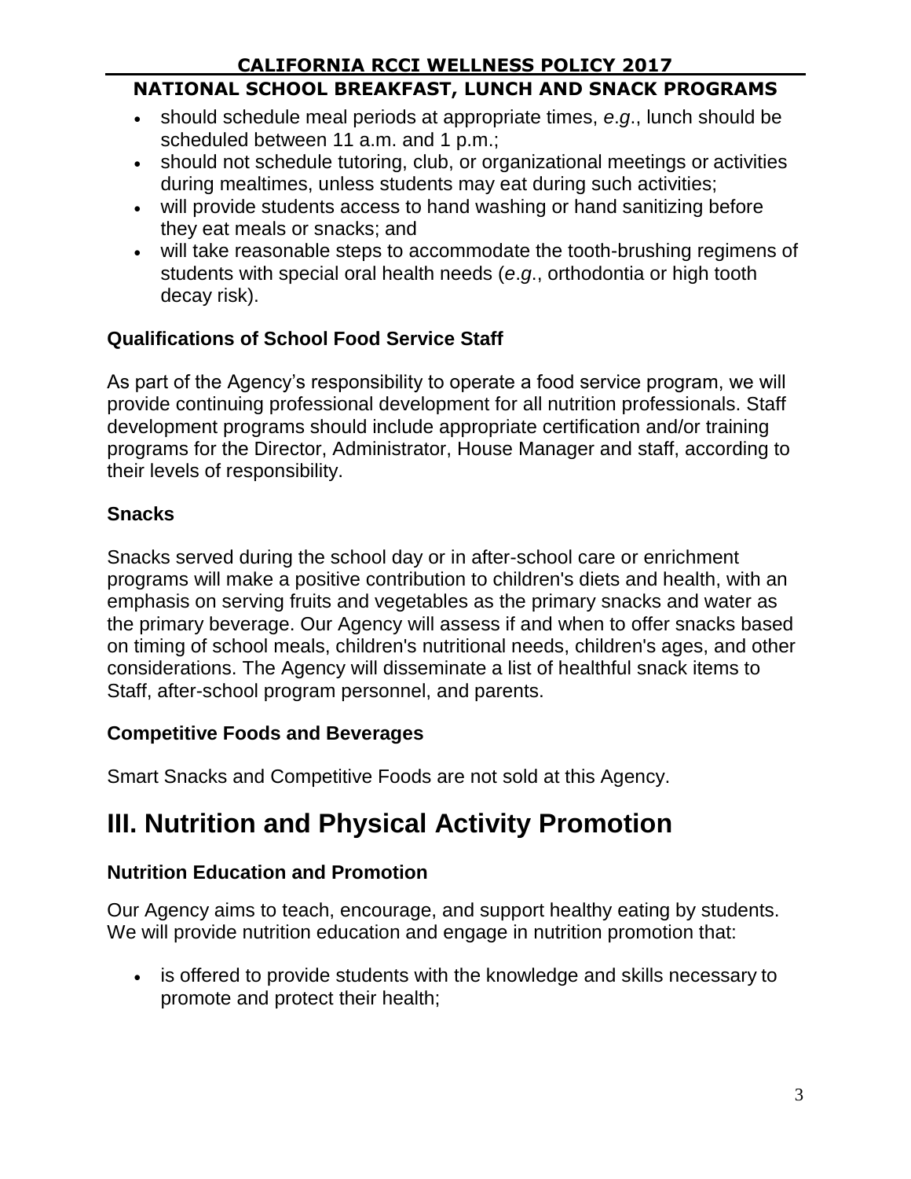- should schedule meal periods at appropriate times, *e.g*., lunch should be scheduled between 11 a.m. and 1 p.m.;
- should not schedule tutoring, club, or organizational meetings or activities during mealtimes, unless students may eat during such activities;
- will provide students access to hand washing or hand sanitizing before they eat meals or snacks; and
- will take reasonable steps to accommodate the tooth-brushing regimens of students with special oral health needs (*e.g*., orthodontia or high tooth decay risk).

### Qualifications of School Food Service Staff

As part of the Agency's responsibility to operate a food service program, we will provide continuing professional development for all nutrition professionals. Staff development programs should include appropriate certification and/or training programs for the Director, Administrator, House Manager and staff, according to their levels of responsibility.

### Snacks

Snacks served during the school day or in after-school care or enrichment programs will make a positive contribution to children's diets and health, with an emphasis on serving fruits and vegetables as the primary snacks and water as the primary beverage. Our Agency will assess if and when to offer snacks based on timing of school meals, children's nutritional needs, children's ages, and other considerations. The Agency will disseminate a list of healthful snack items to Staff, after-school program personnel, and parents.

### Competitive Foods and Beverages

Smart Snacks and Competitive Foods are not sold at this Agency.

## III. Nutrition and Physical Activity Promotion

### Nutrition Education and Promotion

Our Agency aims to teach, encourage, and support healthy eating by students. We will provide nutrition education and engage in nutrition promotion that:

- is offered to provide students with the knowledge and skills necessary to promote and protect their health;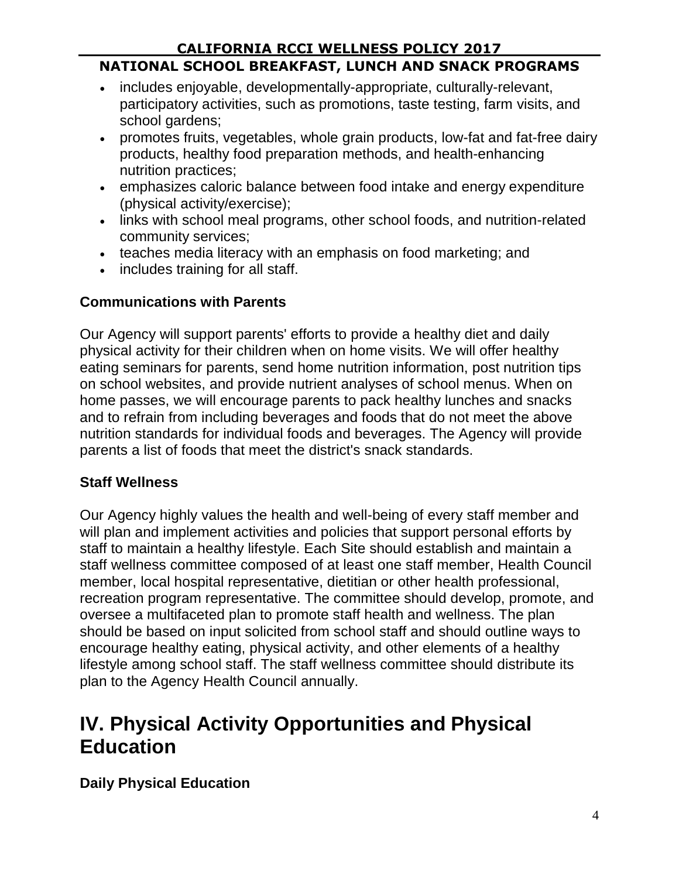- includes enjoyable, developmentally-appropriate, culturally-relevant, participatory activities, such as promotions, taste testing, farm visits, and school gardens;
- promotes fruits, vegetables, whole grain products, low-fat and fat-free dairy products, healthy food preparation methods, and health-enhancing nutrition practices;
- emphasizes caloric balance between food intake and energy expenditure (physical activity/exercise);
- links with school meal programs, other school foods, and nutrition-related community services;
- teaches media literacy with an emphasis on food marketing; and
- includes training for all staff.

### Communications with Parents

Our Agency will support parents' efforts to provide a healthy diet and daily physical activity for their children when on home visits. We will offer healthy eating seminars for parents, send home nutrition information, post nutrition tips on school websites, and provide nutrient analyses of school menus. When on home passes, we will encourage parents to pack healthy lunches and snacks and to refrain from including beverages and foods that do not meet the above nutrition standards for individual foods and beverages. The Agency will provide parents a list of foods that meet the district's snack standards.

### Staff Wellness

Our Agency highly values the health and well-being of every staff member and will plan and implement activities and policies that support personal efforts by staff to maintain a healthy lifestyle. Each Site should establish and maintain a staff wellness committee composed of at least one staff member, Health Council member, local hospital representative, dietitian or other health professional, recreation program representative. The committee should develop, promote, and oversee a multifaceted plan to promote staff health and wellness. The plan should be based on input solicited from school staff and should outline ways to encourage healthy eating, physical activity, and other elements of a healthy lifestyle among school staff. The staff wellness committee should distribute its plan to the Agency Health Council annually.

## IV. Physical Activity Opportunities and Physical Education

### Daily Physical Education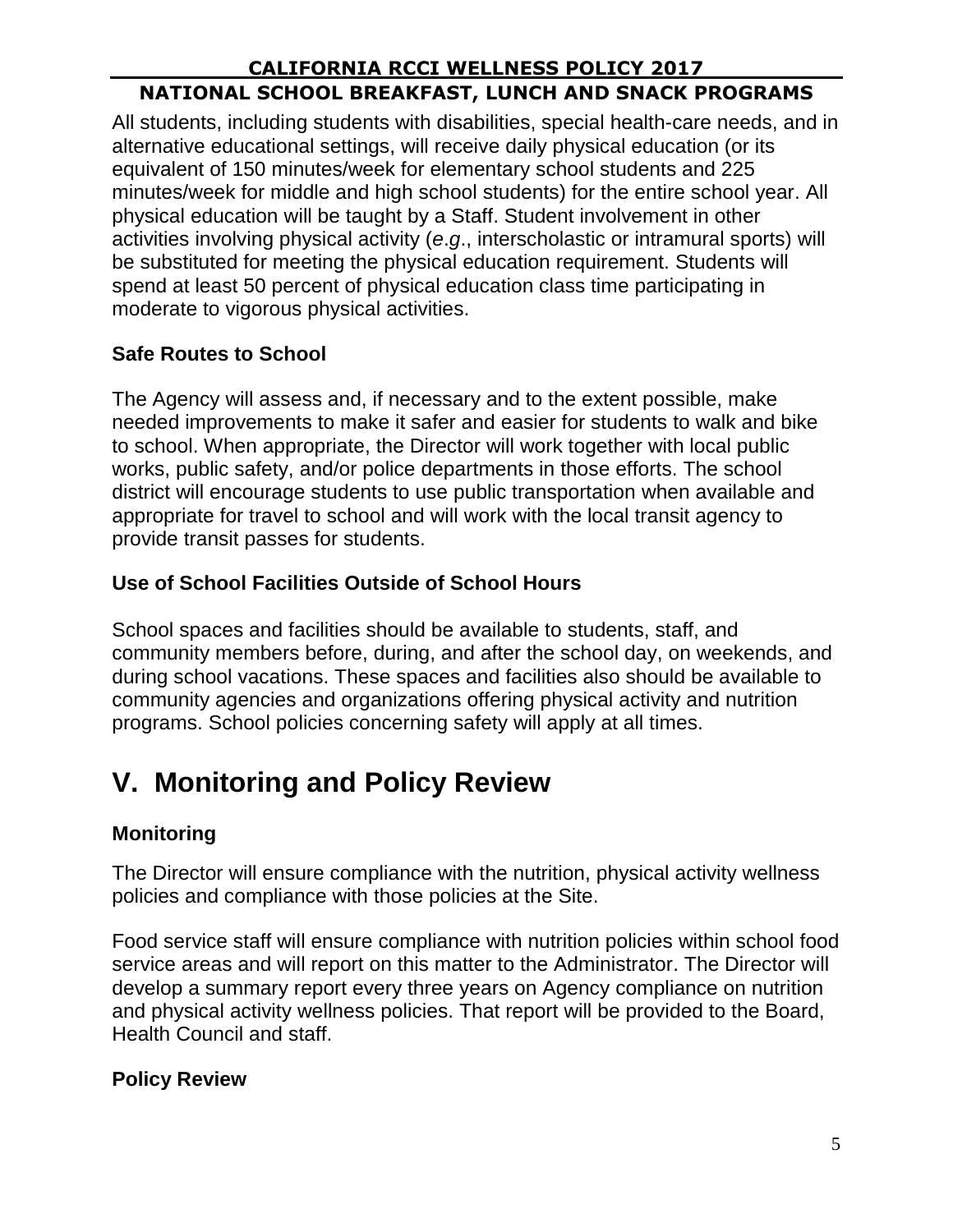All students, including students with disabilities, special health-care needs, and in alternative educational settings, will receive daily physical education (or its equivalent of 150 minutes/week for elementary school students and 225 minutes/week for middle and high school students) for the entire school year. All physical education will be taught by a Staff. Student involvement in other activities involving physical activity (*e.g*., interscholastic or intramural sports) will be substituted for meeting the physical education requirement. Students will spend at least 50 percent of physical education class time participating in moderate to vigorous physical activities.

### Safe Routes to School

The Agency will assess and, if necessary and to the extent possible, make needed improvements to make it safer and easier for students to walk and bike to school. When appropriate, the Director will work together with local public works, public safety, and/or police departments in those efforts. The school district will encourage students to use public transportation when available and appropriate for travel to school and will work with the local transit agency to provide transit passes for students.

### Use of School Facilities Outside of School Hours

School spaces and facilities should be available to students, staff, and community members before, during, and after the school day, on weekends, and during school vacations. These spaces and facilities also should be available to community agencies and organizations offering physical activity and nutrition programs. School policies concerning safety will apply at all times.

## V. Monitoring and Policy Review

### Monitoring

The Director will ensure compliance with the nutrition, physical activity wellness policies and compliance with those policies at the Site.

Food service staff will ensure compliance with nutrition policies within school food service areas and will report on this matter to the Administrator. The Director will develop a summary report every three years on Agency compliance on nutrition and physical activity wellness policies. That report will be provided to the Board, Health Council and staff.

### Policy Review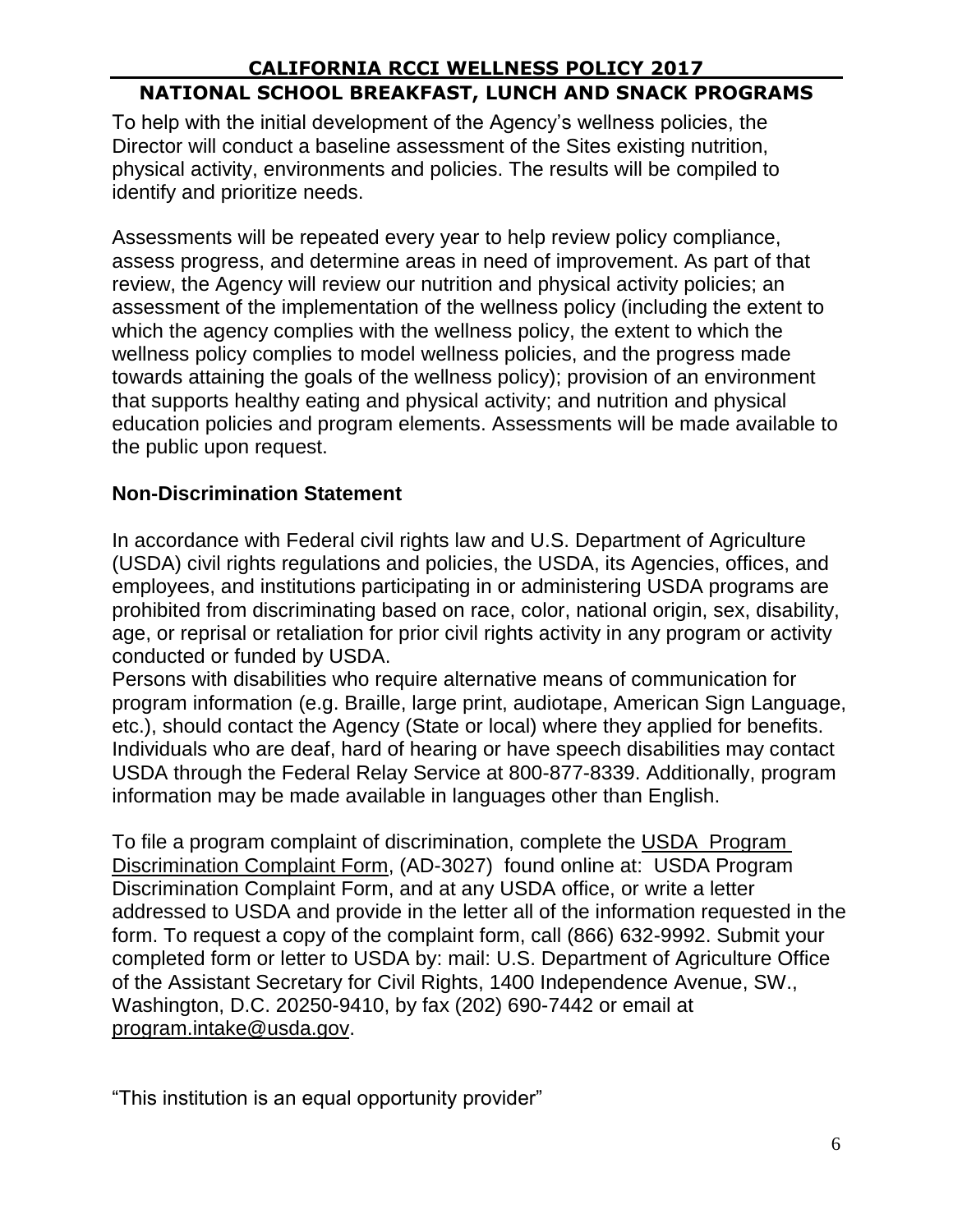To help with the initial development of the Agency's wellness policies, the Director will conduct a baseline assessment of the Sites existing nutrition, physical activity, environments and policies. The results will be compiled to identify and prioritize needs.

Assessments will be repeated every year to help review policy compliance, assess progress, and determine areas in need of improvement. As part of that review, the Agency will review our nutrition and physical activity policies; an assessment of the implementation of the wellness policy (including the extent to which the agency complies with the wellness policy, the extent to which the wellness policy complies to model wellness policies, and the progress made towards attaining the goals of the wellness policy); provision of an environment that supports healthy eating and physical activity; and nutrition and physical education policies and program elements. Assessments will be made available to the public upon request.

## Non-Discrimination Statement

In accordance with Federal civil rights law and U.S. Department of Agriculture (USDA) civil rights regulations and policies, the USDA, its Agencies, offices, and employees, and institutions participating in or administering USDA programs are prohibited from discriminating based on race, color, national origin, sex, disability, age, or reprisal or retaliation for prior civil rights activity in any program or activity conducted or funded by USDA.

Persons with disabilities who require alternative means of communication for program information (e.g. Braille, large print, audiotape, American Sign Language, etc.), should contact the Agency (State or local) where they applied for benefits. Individuals who are deaf, hard of hearing or have speech disabilities may contact USDA through the Federal Relay Service at 800-877-8339. Additionally, program information may be made available in languages other than English.

To file a program complaint of discrimination, complete the USDA Program Discrimination Complaint Form, (AD-3027) found online at: USDA Program Discrimination Complaint Form, and at any USDA office, or write a letter addressed to USDA and provide in the letter all of the information requested in the form. To request a copy of the complaint form, call (866) 632-9992. Submit your completed form or letter to USDA by: mail: U.S. Department of Agriculture Office of the Assistant Secretary for Civil Rights, 1400 Independence Avenue, SW., Washington, D.C. 20250-9410, by fax (202) 690-7442 or email at program.intake@usda.gov.

"This institution is an equal opportunity provider"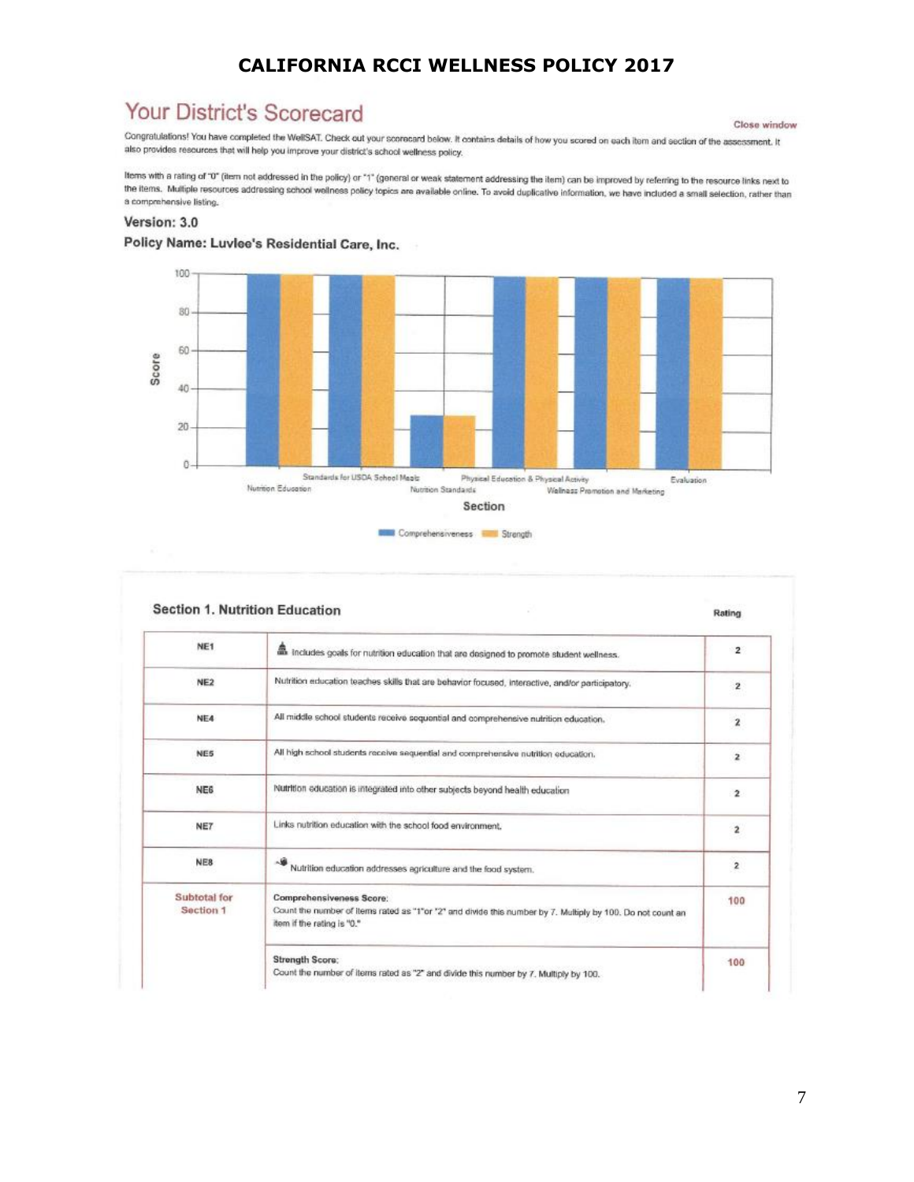# CALIFORNIA RCCI WELLNESS POLICY 2017

## Your District's Scorecard

Close window

Congratulations! You have completed the WellSAT. Check out your scorecard below. It contains details of how you scored on each item and section of the assessment. It also provides resources that will help you improve your district's school wellness policy.

Items with a rating of "0" (item not addressed in the policy) or "1" (general or weak statement addressing the item) can be improved by referring to the resource links next to the items. Multiple resources addressing school wellness policy topics are available online. To avoid duplicative information, we have included a small selection, rather than a comprehensive listing.

**Version: 3.0**

**Policy Name: Luvlee's Residential Care, Inc.**

| Section | Comprehensiveness | Strength |
|---|---|---|
| Nutrition Education | 100 | 100 |
| Standards for USDA School Meals | 100 | 100 |
| Nutrition Standards | 27 | 27 |
| Physical Education & Physical Activity | 100 | 100 |
| Wellness Promotion and Marketing | 100 | 100 |
| Evaluation | 100 | 100 |

### Section 1. Nutrition Education

| | | Rating |
|---|---|---|
| NE1 | Includes goals for nutrition education that are designed to promote student wellness. | 2 |
| NE2 | Nutrition education teaches skills that are behavior focused, interactive, and/or participatory. | 2 |
| NE4 | All middle school students receive sequential and comprehensive nutrition education. | 2 |
| NE5 | All high school students receive sequential and comprehensive nutrition education. | 2 |
| NE6 | Nutrition education is integrated into other subjects beyond health education | 2 |
| NE7 | Links nutrition education with the school food environment. | 2 |
| NE8 | Nutrition education addresses agriculture and the food system. | 2 |
| Subtotal for Section 1 | **Comprehensiveness Score:** Count the number of items rated as "1"or "2" and divide this number by 7. Multiply by 100. Do not count an item if the rating is "0." | 100 |
| | **Strength Score:** Count the number of items rated as "2" and divide this number by 7. Multiply by 100. | 100 |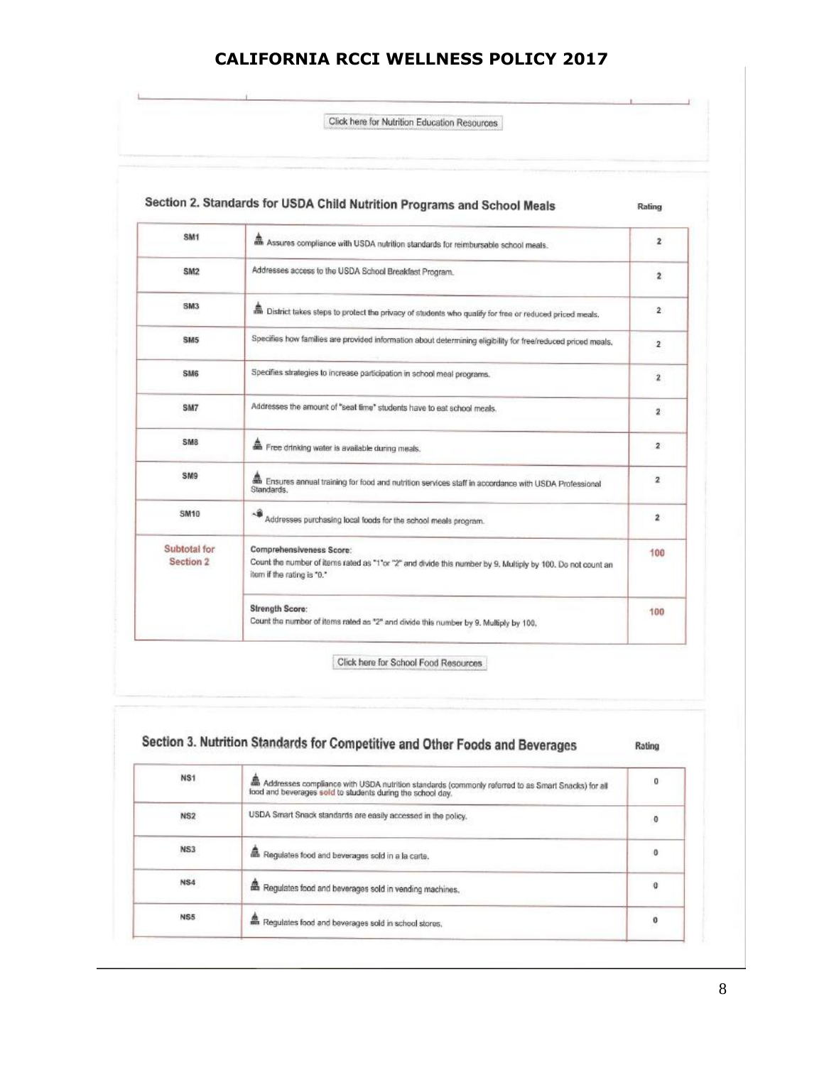# CALIFORNIA RCCI WELLNESS POLICY 2017

Click here for Nutrition Education Resources

## Section 2. Standards for USDA Child Nutrition Programs and School Meals

| | | Rating |
|---|---|---|
| SM1 | Assures compliance with USDA nutrition standards for reimbursable school meals. | 2 |
| SM2 | Addresses access to the USDA School Breakfast Program. | 2 |
| SM3 | District takes steps to protect the privacy of students who qualify for free or reduced priced meals. | 2 |
| SM5 | Specifies how families are provided information about determining eligibility for free/reduced priced meals. | 2 |
| SM6 | Specifies strategies to increase participation in school meal programs. | 2 |
| SM7 | Addresses the amount of "seat time" students have to eat school meals. | 2 |
| SM8 | Free drinking water is available during meals. | 2 |
| SM9 | Ensures annual training for food and nutrition services staff in accordance with USDA Professional Standards. | 2 |
| SM10 | Addresses purchasing local foods for the school meals program. | 2 |
| Subtotal for Section 2 | **Comprehensiveness Score:** Count the number of items rated as "1" or "2" and divide this number by 9. Multiply by 100. Do not count an item if the rating is "0." | 100 |
| | **Strength Score:** Count the number of items rated as "2" and divide this number by 9. Multiply by 100. | 100 |

Click here for School Food Resources

## Section 3. Nutrition Standards for Competitive and Other Foods and Beverages

| | | Rating |
|---|---|---|
| NS1 | Addresses compliance with USDA nutrition standards (commonly referred to as Smart Snacks) for all food and beverages sold to students during the school day. | 0 |
| NS2 | USDA Smart Snack standards are easily accessed in the policy. | 0 |
| NS3 | Regulates food and beverages sold in a la carte. | 0 |
| NS4 | Regulates food and beverages sold in vending machines. | 0 |
| NS5 | Regulates food and beverages sold in school stores. | 0 |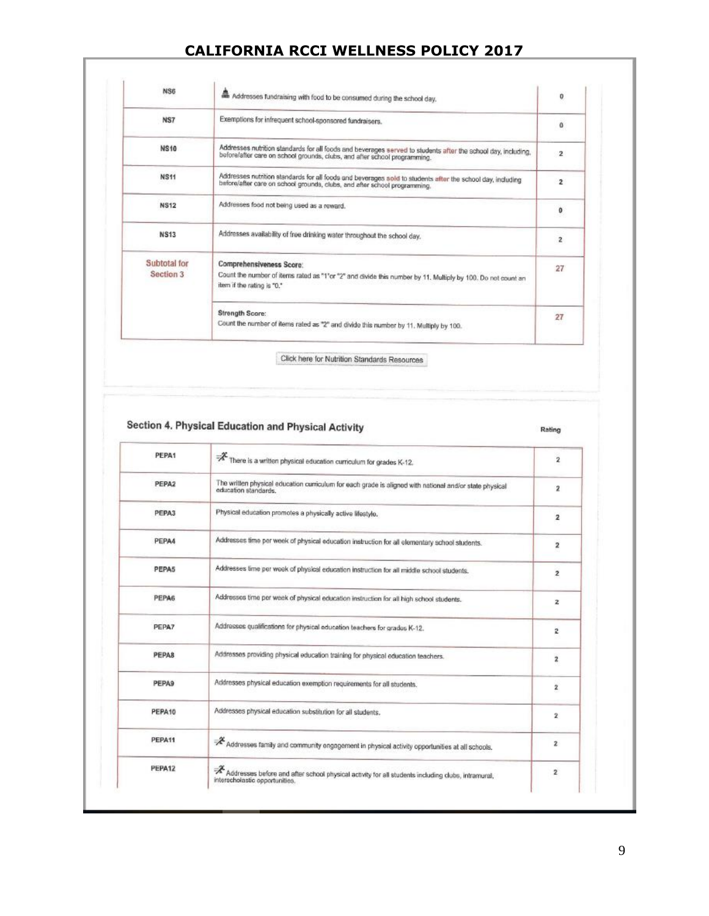# CALIFORNIA RCCI WELLNESS POLICY 2017

| | | |
|---|---|---|
| NS6 | Addresses fundraising with food to be consumed during the school day. | 0 |
| NS7 | Exemptions for infrequent school-sponsored fundraisers. | 0 |
| NS10 | Addresses nutrition standards for all foods and beverages served to students after the school day, including, before/after care on school grounds, clubs, and after school programming. | 2 |
| NS11 | Addresses nutrition standards for all foods and beverages sold to students after the school day, including before/after care on school grounds, clubs, and after school programming. | 2 |
| NS12 | Addresses food not being used as a reward. | 0 |
| NS13 | Addresses availability of free drinking water throughout the school day. | 2 |
| Subtotal for Section 3 | **Comprehensiveness Score:** Count the number of items rated as "1" or "2" and divide this number by 11. Multiply by 100. Do not count an item if the rating is "0." | 27 |
| | **Strength Score:** Count the number of items rated as "2" and divide this number by 11. Multiply by 100. | 27 |

Click here for Nutrition Standards Resources

## Section 4. Physical Education and Physical Activity

| | | Rating |
|---|---|---|
| PEPA1 | There is a written physical education curriculum for grades K-12. | 2 |
| PEPA2 | The written physical education curriculum for each grade is aligned with national and/or state physical education standards. | 2 |
| PEPA3 | Physical education promotes a physically active lifestyle. | 2 |
| PEPA4 | Addresses time per week of physical education instruction for all elementary school students. | 2 |
| PEPA5 | Addresses time per week of physical education instruction for all middle school students. | 2 |
| PEPA6 | Addresses time per week of physical education instruction for all high school students. | 2 |
| PEPA7 | Addresses qualifications for physical education teachers for grades K-12. | 2 |
| PEPA8 | Addresses providing physical education training for physical education teachers. | 2 |
| PEPA9 | Addresses physical education exemption requirements for all students. | 2 |
| PEPA10 | Addresses physical education substitution for all students. | 2 |
| PEPA11 | Addresses family and community engagement in physical activity opportunities at all schools. | 2 |
| PEPA12 | Addresses before and after school physical activity for all students including clubs, intramural, interscholastic opportunities. | 2 |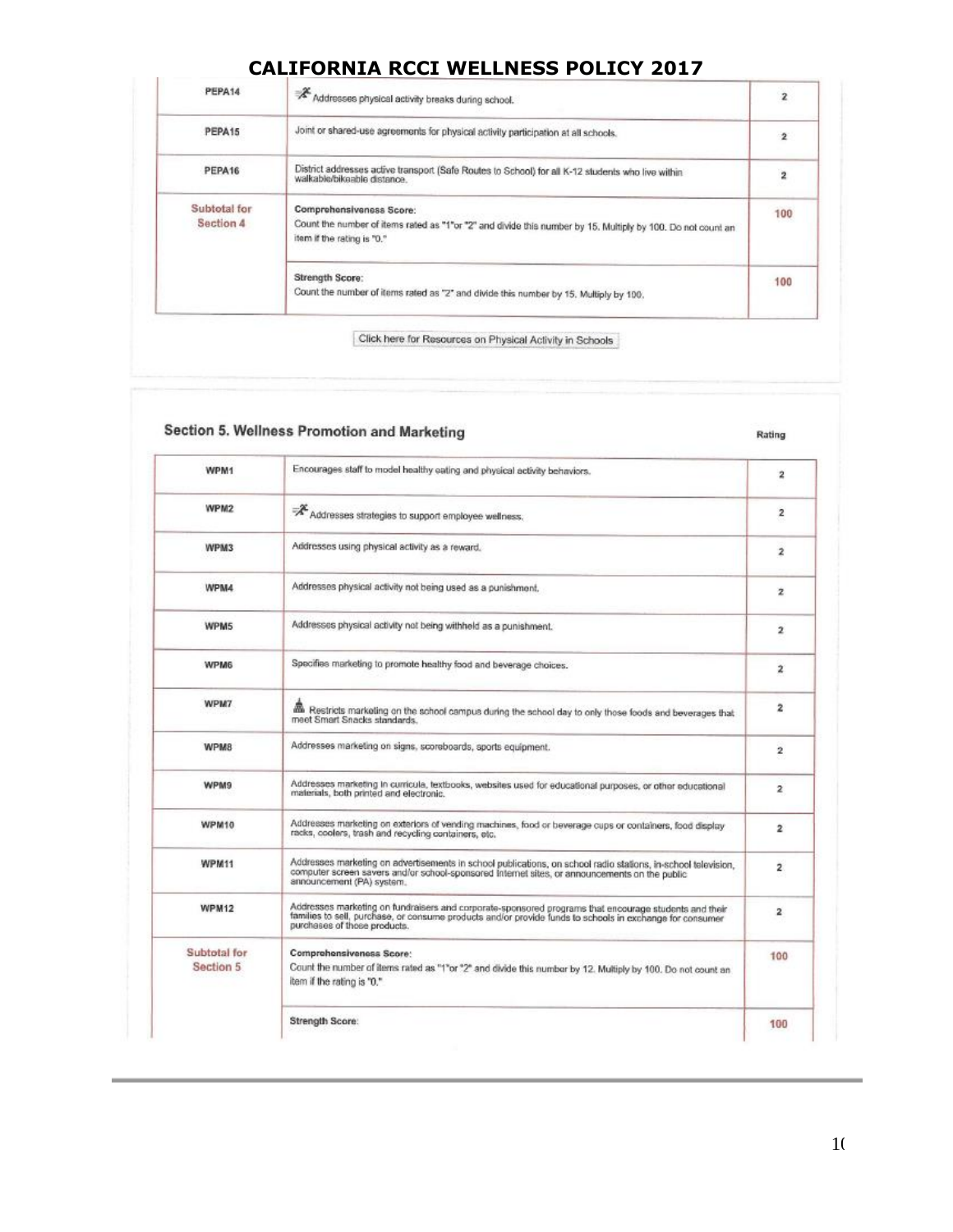# CALIFORNIA RCCI WELLNESS POLICY 2017

| | | |
|---|---|---|
| PEPA14 | Addresses physical activity breaks during school. | 2 |
| PEPA15 | Joint or shared-use agreements for physical activity participation at all schools. | 2 |
| PEPA16 | District addresses active transport (Safe Routes to School) for all K-12 students who live within walkable/bikeable distance. | 2 |
| Subtotal for Section 4 | Comprehensiveness Score: Count the number of items rated as "1"or "2" and divide this number by 15. Multiply by 100. Do not count an item if the rating is "0." | 100 |
| | Strength Score: Count the number of items rated as "2" and divide this number by 15. Multiply by 100. | 100 |

Click here for Resources on Physical Activity in Schools

## Section 5. Wellness Promotion and Marketing

| | | Rating |
|---|---|---|
| WPM1 | Encourages staff to model healthy eating and physical activity behaviors. | 2 |
| WPM2 | Addresses strategies to support employee wellness. | 2 |
| WPM3 | Addresses using physical activity as a reward. | 2 |
| WPM4 | Addresses physical activity not being used as a punishment. | 2 |
| WPM5 | Addresses physical activity not being withheld as a punishment. | 2 |
| WPM6 | Specifies marketing to promote healthy food and beverage choices. | 2 |
| WPM7 | Restricts marketing on the school campus during the school day to only those foods and beverages that meet Smart Snacks standards. | 2 |
| WPM8 | Addresses marketing on signs, scoreboards, sports equipment. | 2 |
| WPM9 | Addresses marketing in curricula, textbooks, websites used for educational purposes, or other educational materials, both printed and electronic. | 2 |
| WPM10 | Addresses marketing on exteriors of vending machines, food or beverage cups or containers, food display racks, coolers, trash and recycling containers, etc. | 2 |
| WPM11 | Addresses marketing on advertisements in school publications, on school radio stations, in-school television, computer screen savers and/or school-sponsored Internet sites, or announcements on the public announcement (PA) system. | 2 |
| WPM12 | Addresses marketing on fundraisers and corporate-sponsored programs that encourage students and their families to sell, purchase, or consume products and/or provide funds to schools in exchange for consumer purchases of those products. | 2 |
| Subtotal for Section 5 | Comprehensiveness Score: Count the number of items rated as "1"or "2" and divide this number by 12. Multiply by 100. Do not count an item if the rating is "0." | 100 |
| | Strength Score: | 100 |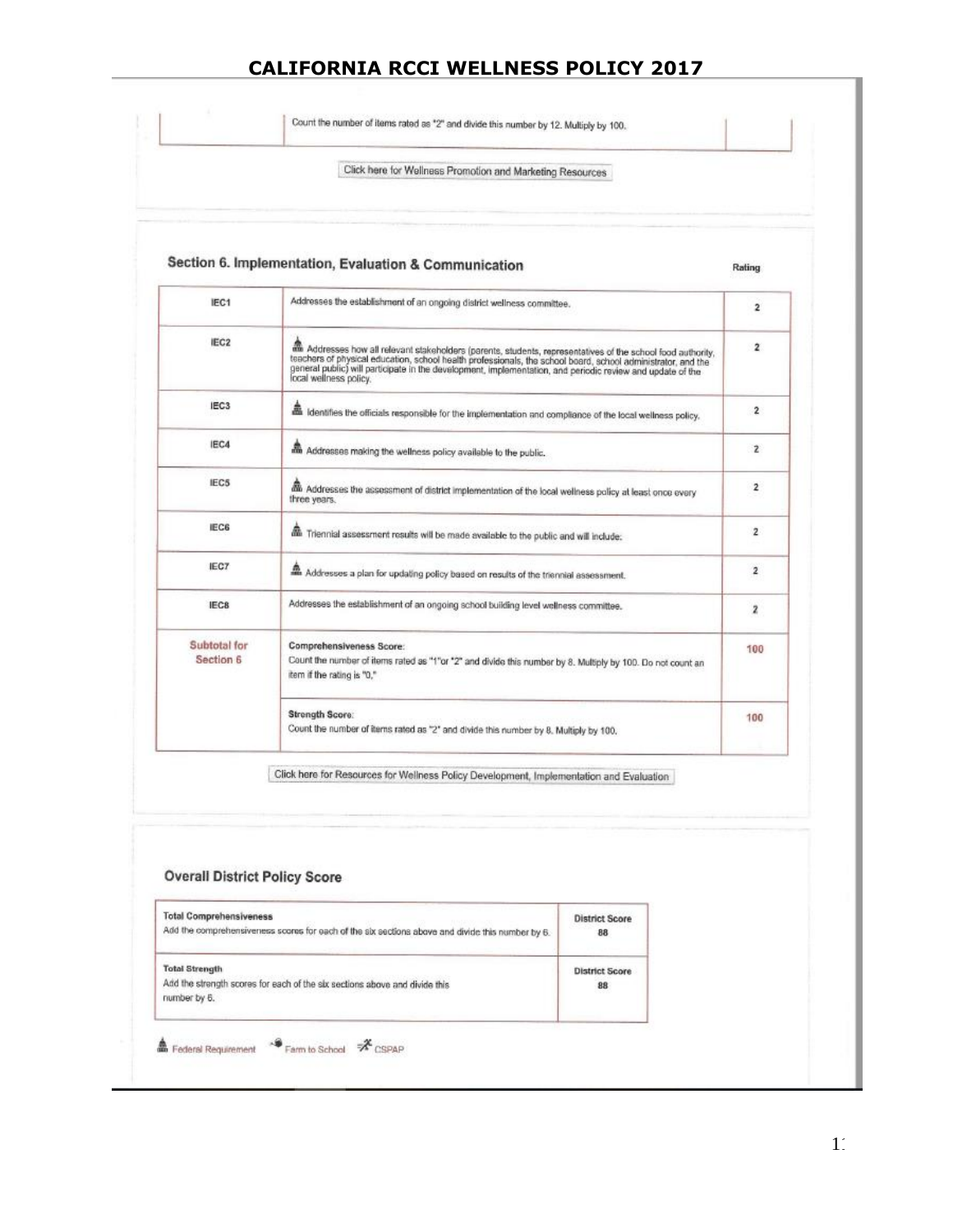| | | |
|---|---|---|
| | Count the number of items rated as "2" and divide this number by 12. Multiply by 100. | |

Click here for Wellness Promotion and Marketing Resources

## Section 6. Implementation, Evaluation & Communication

| | | Rating |
|---|---|---|
| IEC1 | Addresses the establishment of an ongoing district wellness committee. | 2 |
| IEC2 | Addresses how all relevant stakeholders (parents, students, representatives of the school food authority, teachers of physical education, school health professionals, the school board, school administrator, and the general public) will participate in the development, implementation, and periodic review and update of the local wellness policy. | 2 |
| IEC3 | Identifies the officials responsible for the implementation and compliance of the local wellness policy. | 2 |
| IEC4 | Addresses making the wellness policy available to the public. | 2 |
| IEC5 | Addresses the assessment of district implementation of the local wellness policy at least once every three years. | 2 |
| IEC6 | Triennial assessment results will be made available to the public and will include: | 2 |
| IEC7 | Addresses a plan for updating policy based on results of the triennial assessment. | 2 |
| IEC8 | Addresses the establishment of an ongoing school building level wellness committee. | 2 |
| Subtotal for Section 6 | **Comprehensiveness Score:** Count the number of items rated as "1"or "2" and divide this number by 8. Multiply by 100. Do not count an item if the rating is "0." | 100 |
| | **Strength Score:** Count the number of items rated as "2" and divide this number by 8. Multiply by 100. | 100 |

Click here for Resources for Wellness Policy Development, Implementation and Evaluation

## Overall District Policy Score

| | |
|---|---|
| **Total Comprehensiveness** Add the comprehensiveness scores for each of the six sections above and divide this number by 6. | District Score 88 |
| **Total Strength** Add the strength scores for each of the six sections above and divide this number by 6. | District Score 88 |

Federal Requirement Farm to School CSPAP